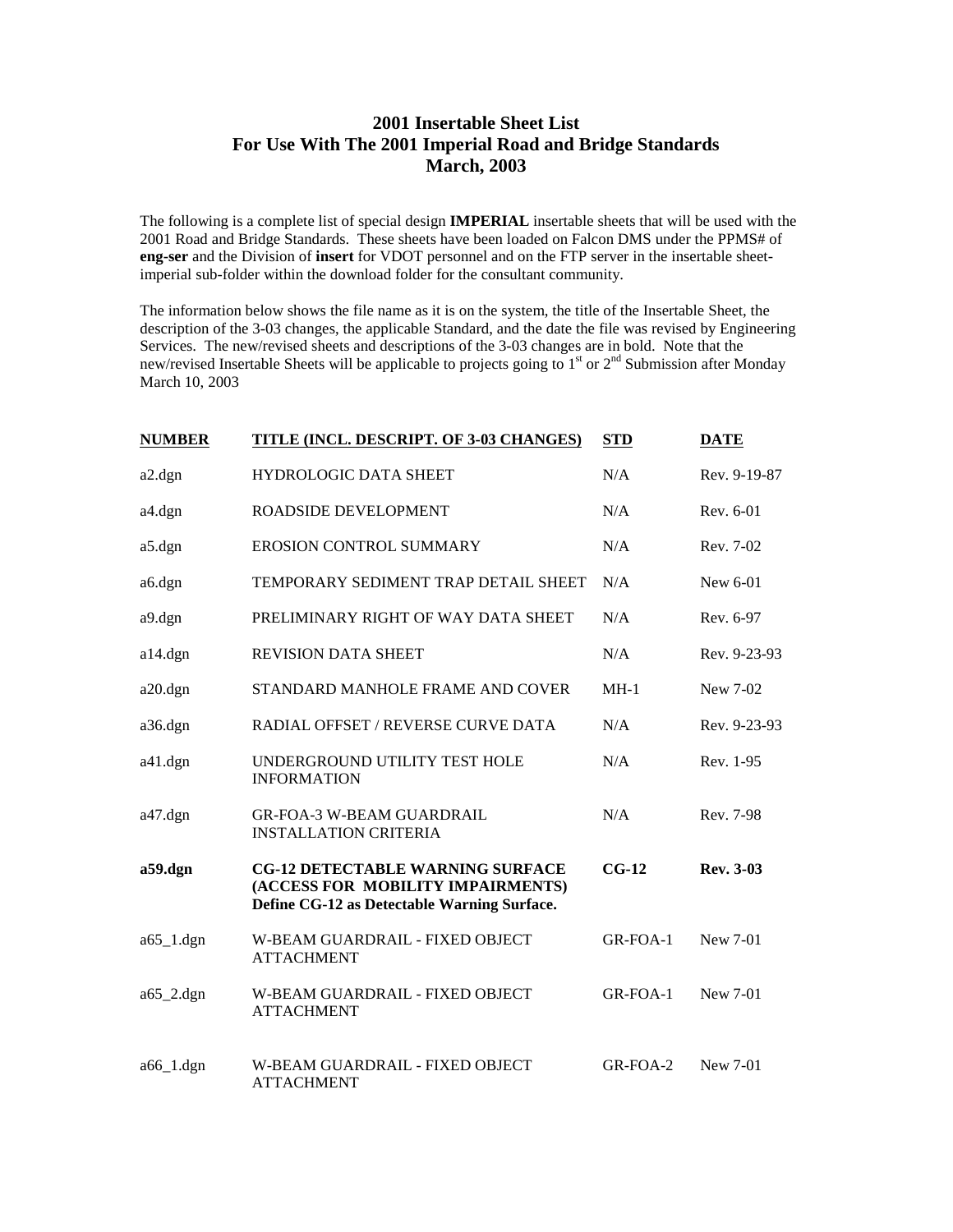# 2001 Insertable Sheet List
## For Use With The 2001 Imperial Road and Bridge Standards
## March, 2003

The following is a complete list of special design **IMPERIAL** insertable sheets that will be used with the 2001 Road and Bridge Standards. These sheets have been loaded on Falcon DMS under the PPMS# of **eng-ser** and the Division of **insert** for VDOT personnel and on the FTP server in the insertable sheet-imperial sub-folder within the download folder for the consultant community.

The information below shows the file name as it is on the system, the title of the Insertable Sheet, the description of the 3-03 changes, the applicable Standard, and the date the file was revised by Engineering Services. The new/revised sheets and descriptions of the 3-03 changes are in bold. Note that the new/revised Insertable Sheets will be applicable to projects going to 1st or 2nd Submission after Monday March 10, 2003

| NUMBER | TITLE (INCL. DESCRIPT. OF 3-03 CHANGES) | STD | DATE |
|---|---|---|---|
| a2.dgn | HYDROLOGIC DATA SHEET | N/A | Rev. 9-19-87 |
| a4.dgn | ROADSIDE DEVELOPMENT | N/A | Rev. 6-01 |
| a5.dgn | EROSION CONTROL SUMMARY | N/A | Rev. 7-02 |
| a6.dgn | TEMPORARY SEDIMENT TRAP DETAIL SHEET | N/A | New 6-01 |
| a9.dgn | PRELIMINARY RIGHT OF WAY DATA SHEET | N/A | Rev. 6-97 |
| a14.dgn | REVISION DATA SHEET | N/A | Rev. 9-23-93 |
| a20.dgn | STANDARD MANHOLE FRAME AND COVER | MH-1 | New 7-02 |
| a36.dgn | RADIAL OFFSET / REVERSE CURVE DATA | N/A | Rev. 9-23-93 |
| a41.dgn | UNDERGROUND UTILITY TEST HOLE INFORMATION | N/A | Rev. 1-95 |
| a47.dgn | GR-FOA-3 W-BEAM GUARDRAIL INSTALLATION CRITERIA | N/A | Rev. 7-98 |
| **a59.dgn** | **CG-12 DETECTABLE WARNING SURFACE (ACCESS FOR MOBILITY IMPAIRMENTS) Define CG-12 as Detectable Warning Surface.** | **CG-12** | **Rev. 3-03** |
| a65_1.dgn | W-BEAM GUARDRAIL - FIXED OBJECT ATTACHMENT | GR-FOA-1 | New 7-01 |
| a65_2.dgn | W-BEAM GUARDRAIL - FIXED OBJECT ATTACHMENT | GR-FOA-1 | New 7-01 |
| a66_1.dgn | W-BEAM GUARDRAIL - FIXED OBJECT ATTACHMENT | GR-FOA-2 | New 7-01 |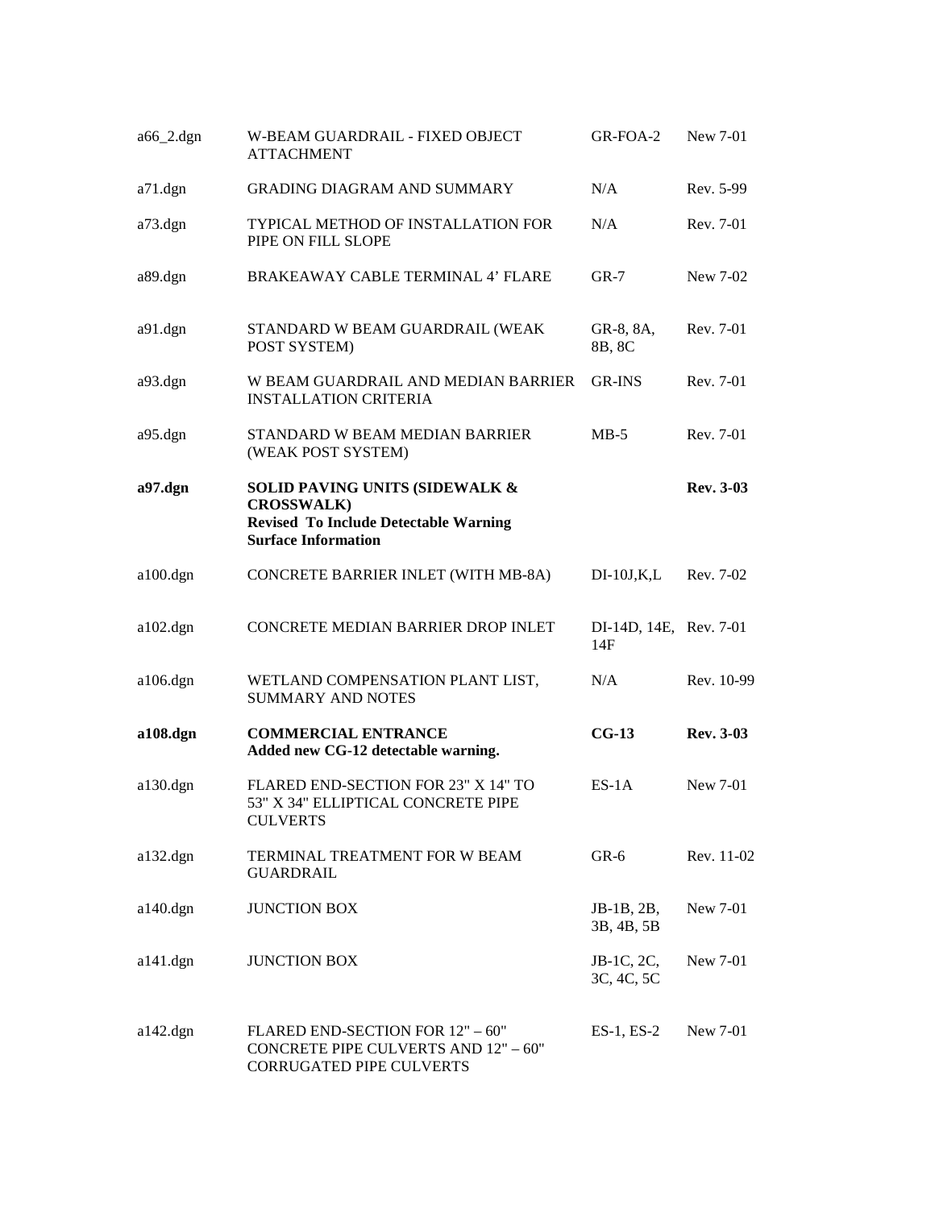| | | | |
|---|---|---|---|
| a66_2.dgn | W-BEAM GUARDRAIL - FIXED OBJECT ATTACHMENT | GR-FOA-2 | New 7-01 |
| a71.dgn | GRADING DIAGRAM AND SUMMARY | N/A | Rev. 5-99 |
| a73.dgn | TYPICAL METHOD OF INSTALLATION FOR PIPE ON FILL SLOPE | N/A | Rev. 7-01 |
| a89.dgn | BRAKEAWAY CABLE TERMINAL 4' FLARE | GR-7 | New 7-02 |
| a91.dgn | STANDARD W BEAM GUARDRAIL (WEAK POST SYSTEM) | GR-8, 8A, 8B, 8C | Rev. 7-01 |
| a93.dgn | W BEAM GUARDRAIL AND MEDIAN BARRIER INSTALLATION CRITERIA | GR-INS | Rev. 7-01 |
| a95.dgn | STANDARD W BEAM MEDIAN BARRIER (WEAK POST SYSTEM) | MB-5 | Rev. 7-01 |
| **a97.dgn** | **SOLID PAVING UNITS (SIDEWALK & CROSSWALK)** **Revised To Include Detectable Warning Surface Information** | | **Rev. 3-03** |
| a100.dgn | CONCRETE BARRIER INLET (WITH MB-8A) | DI-10J,K,L | Rev. 7-02 |
| a102.dgn | CONCRETE MEDIAN BARRIER DROP INLET | DI-14D, 14E, 14F | Rev. 7-01 |
| a106.dgn | WETLAND COMPENSATION PLANT LIST, SUMMARY AND NOTES | N/A | Rev. 10-99 |
| **a108.dgn** | **COMMERCIAL ENTRANCE** **Added new CG-12 detectable warning.** | **CG-13** | **Rev. 3-03** |
| a130.dgn | FLARED END-SECTION FOR 23" X 14" TO 53" X 34" ELLIPTICAL CONCRETE PIPE CULVERTS | ES-1A | New 7-01 |
| a132.dgn | TERMINAL TREATMENT FOR W BEAM GUARDRAIL | GR-6 | Rev. 11-02 |
| a140.dgn | JUNCTION BOX | JB-1B, 2B, 3B, 4B, 5B | New 7-01 |
| a141.dgn | JUNCTION BOX | JB-1C, 2C, 3C, 4C, 5C | New 7-01 |
| a142.dgn | FLARED END-SECTION FOR 12" – 60" CONCRETE PIPE CULVERTS AND 12" – 60" CORRUGATED PIPE CULVERTS | ES-1, ES-2 | New 7-01 |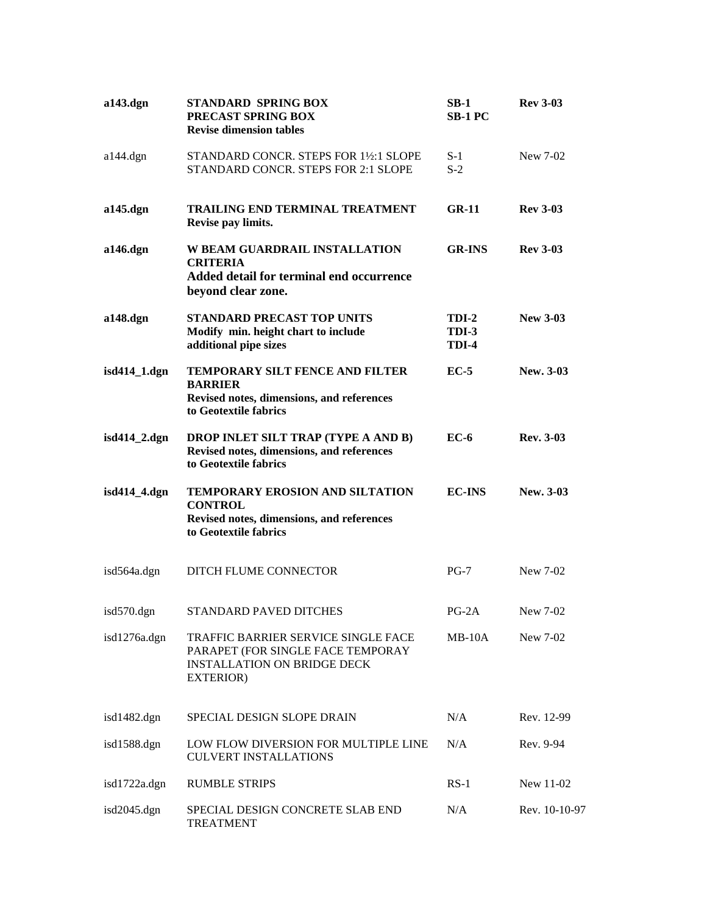| | | | |
|---|---|---|---|
| **a143.dgn** | **STANDARD SPRING BOX**<br>**PRECAST SPRING BOX**<br>**Revise dimension tables** | **SB-1**<br>**SB-1 PC** | **Rev 3-03** |
| a144.dgn | STANDARD CONCR. STEPS FOR 1½:1 SLOPE<br>STANDARD CONCR. STEPS FOR 2:1 SLOPE | S-1<br>S-2 | New 7-02 |
| **a145.dgn** | **TRAILING END TERMINAL TREATMENT**<br>**Revise pay limits.** | **GR-11** | **Rev 3-03** |
| **a146.dgn** | **W BEAM GUARDRAIL INSTALLATION CRITERIA**<br>**Added detail for terminal end occurrence beyond clear zone.** | **GR-INS** | **Rev 3-03** |
| **a148.dgn** | **STANDARD PRECAST TOP UNITS**<br>**Modify min. height chart to include additional pipe sizes** | **TDI-2**<br>**TDI-3**<br>**TDI-4** | **New 3-03** |
| **isd414_1.dgn** | **TEMPORARY SILT FENCE AND FILTER BARRIER**<br>**Revised notes, dimensions, and references to Geotextile fabrics** | **EC-5** | **New. 3-03** |
| **isd414_2.dgn** | **DROP INLET SILT TRAP (TYPE A AND B)**<br>**Revised notes, dimensions, and references to Geotextile fabrics** | **EC-6** | **Rev. 3-03** |
| **isd414_4.dgn** | **TEMPORARY EROSION AND SILTATION CONTROL**<br>**Revised notes, dimensions, and references to Geotextile fabrics** | **EC-INS** | **New. 3-03** |
| isd564a.dgn | DITCH FLUME CONNECTOR | PG-7 | New 7-02 |
| isd570.dgn | STANDARD PAVED DITCHES | PG-2A | New 7-02 |
| isd1276a.dgn | TRAFFIC BARRIER SERVICE SINGLE FACE PARAPET (FOR SINGLE FACE TEMPORAY INSTALLATION ON BRIDGE DECK EXTERIOR) | MB-10A | New 7-02 |
| isd1482.dgn | SPECIAL DESIGN SLOPE DRAIN | N/A | Rev. 12-99 |
| isd1588.dgn | LOW FLOW DIVERSION FOR MULTIPLE LINE CULVERT INSTALLATIONS | N/A | Rev. 9-94 |
| isd1722a.dgn | RUMBLE STRIPS | RS-1 | New 11-02 |
| isd2045.dgn | SPECIAL DESIGN CONCRETE SLAB END TREATMENT | N/A | Rev. 10-10-97 |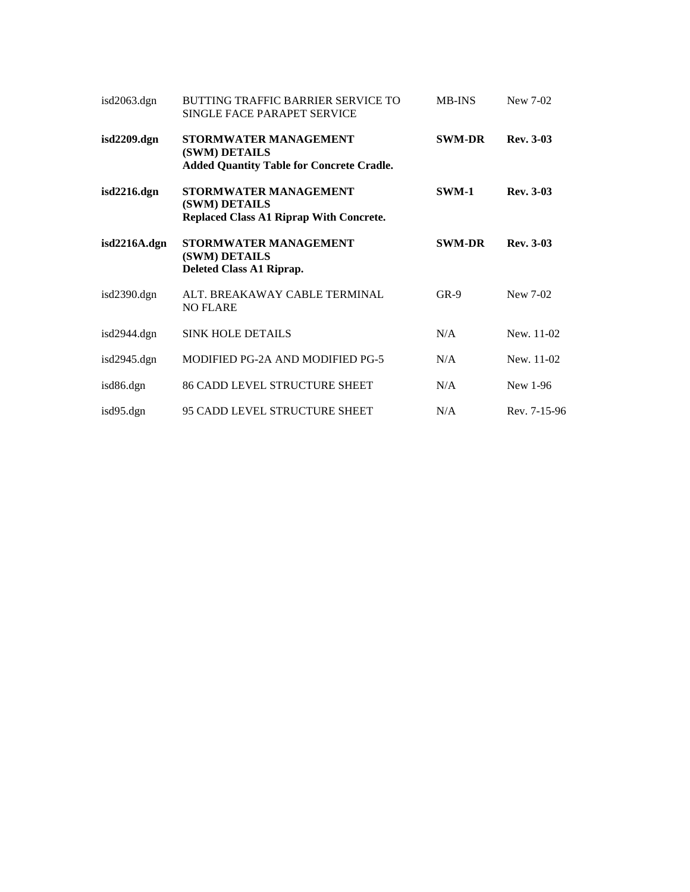| | | | |
|---|---|---|---|
| isd2063.dgn | BUTTING TRAFFIC BARRIER SERVICE TO SINGLE FACE PARAPET SERVICE | MB-INS | New 7-02 |
| **isd2209.dgn** | **STORMWATER MANAGEMENT (SWM) DETAILS Added Quantity Table for Concrete Cradle.** | **SWM-DR** | **Rev. 3-03** |
| **isd2216.dgn** | **STORMWATER MANAGEMENT (SWM) DETAILS Replaced Class A1 Riprap With Concrete.** | **SWM-1** | **Rev. 3-03** |
| **isd2216A.dgn** | **STORMWATER MANAGEMENT (SWM) DETAILS Deleted Class A1 Riprap.** | **SWM-DR** | **Rev. 3-03** |
| isd2390.dgn | ALT. BREAKAWAY CABLE TERMINAL NO FLARE | GR-9 | New 7-02 |
| isd2944.dgn | SINK HOLE DETAILS | N/A | New. 11-02 |
| isd2945.dgn | MODIFIED PG-2A AND MODIFIED PG-5 | N/A | New. 11-02 |
| isd86.dgn | 86 CADD LEVEL STRUCTURE SHEET | N/A | New 1-96 |
| isd95.dgn | 95 CADD LEVEL STRUCTURE SHEET | N/A | Rev. 7-15-96 |